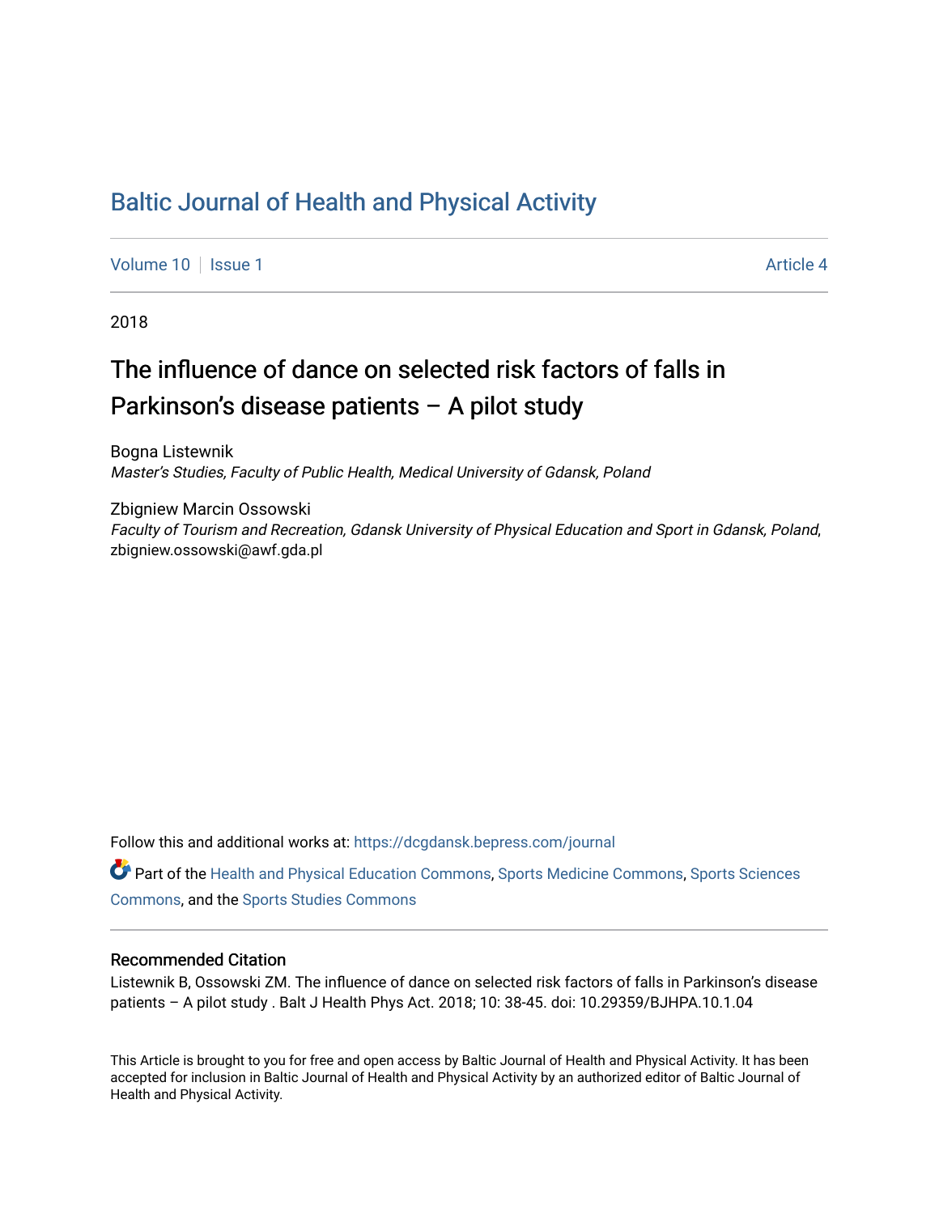# Baltic Journal of Health and Physical Activity

Volume 10 | Issue 1 Article 4

2018

## The influence of dance on selected risk factors of falls in Parkinson's disease patients – A pilot study

Bogna Listewnik
*Master's Studies, Faculty of Public Health, Medical University of Gdansk, Poland*

Zbigniew Marcin Ossowski
*Faculty of Tourism and Recreation, Gdansk University of Physical Education and Sport in Gdansk, Poland*, zbigniew.ossowski@awf.gda.pl

Follow this and additional works at: https://dcgdansk.bepress.com/journal

Part of the Health and Physical Education Commons, Sports Medicine Commons, Sports Sciences Commons, and the Sports Studies Commons

### Recommended Citation

Listewnik B, Ossowski ZM. The influence of dance on selected risk factors of falls in Parkinson's disease patients – A pilot study . Balt J Health Phys Act. 2018; 10: 38-45. doi: 10.29359/BJHPA.10.1.04

This Article is brought to you for free and open access by Baltic Journal of Health and Physical Activity. It has been accepted for inclusion in Baltic Journal of Health and Physical Activity by an authorized editor of Baltic Journal of Health and Physical Activity.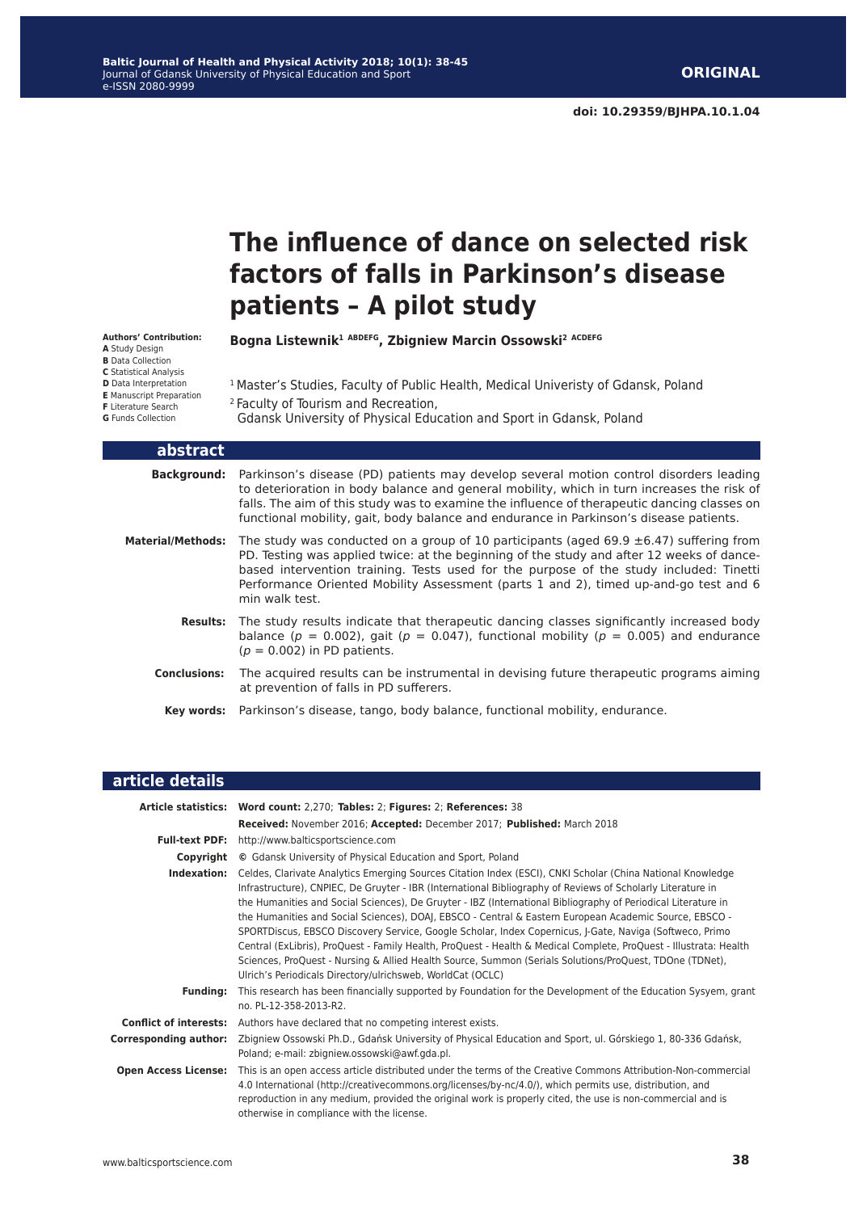# The influence of dance on selected risk factors of falls in Parkinson's disease patients – A pilot study

**Bogna Listewnik[1] ABDEFG, Zbigniew Marcin Ossowski[2] ACDEFG**

**Authors' Contribution:**
**A** Study Design
**B** Data Collection
**C** Statistical Analysis
**D** Data Interpretation
**E** Manuscript Preparation
**F** Literature Search
**G** Funds Collection

[1] Master's Studies, Faculty of Public Health, Medical Univeristy of Gdansk, Poland
[2] Faculty of Tourism and Recreation, Gdansk University of Physical Education and Sport in Gdansk, Poland

## abstract

**Background:** Parkinson's disease (PD) patients may develop several motion control disorders leading to deterioration in body balance and general mobility, which in turn increases the risk of falls. The aim of this study was to examine the influence of therapeutic dancing classes on functional mobility, gait, body balance and endurance in Parkinson's disease patients.

**Material/Methods:** The study was conducted on a group of 10 participants (aged 69.9 ±6.47) suffering from PD. Testing was applied twice: at the beginning of the study and after 12 weeks of dance-based intervention training. Tests used for the purpose of the study included: Tinetti Performance Oriented Mobility Assessment (parts 1 and 2), timed up-and-go test and 6 min walk test.

**Results:** The study results indicate that therapeutic dancing classes significantly increased body balance ($p$ = 0.002), gait ($p$ = 0.047), functional mobility ($p$ = 0.005) and endurance ($p$ = 0.002) in PD patients.

**Conclusions:** The acquired results can be instrumental in devising future therapeutic programs aiming at prevention of falls in PD sufferers.

**Key words:** Parkinson's disease, tango, body balance, functional mobility, endurance.

## article details

**Article statistics:** **Word count:** 2,270; **Tables:** 2; **Figures:** 2; **References:** 38
**Received:** November 2016; **Accepted:** December 2017; **Published:** March 2018

**Full-text PDF:** http://www.balticsportscience.com

**Copyright** © Gdansk University of Physical Education and Sport, Poland

**Indexation:** Celdes, Clarivate Analytics Emerging Sources Citation Index (ESCI), CNKI Scholar (China National Knowledge Infrastructure), CNPIEC, De Gruyter - IBR (International Bibliography of Reviews of Scholarly Literature in the Humanities and Social Sciences), De Gruyter - IBZ (International Bibliography of Periodical Literature in the Humanities and Social Sciences), DOAJ, EBSCO - Central & Eastern European Academic Source, EBSCO - SPORTDiscus, EBSCO Discovery Service, Google Scholar, Index Copernicus, J-Gate, Naviga (Softweco, Primo Central (ExLibris), ProQuest - Family Health, ProQuest - Health & Medical Complete, ProQuest - Illustrata: Health Sciences, ProQuest - Nursing & Allied Health Source, Summon (Serials Solutions/ProQuest, TDOne (TDNet), Ulrich's Periodicals Directory/ulrichsweb, WorldCat (OCLC)

**Funding:** This research has been financially supported by Foundation for the Development of the Education Sysyem, grant no. PL-12-358-2013-R2.

**Conflict of interests:** Authors have declared that no competing interest exists.

**Corresponding author:** Zbigniew Ossowski Ph.D., Gdańsk University of Physical Education and Sport, ul. Górskiego 1, 80-336 Gdańsk, Poland; e-mail: zbigniew.ossowski@awf.gda.pl.

**Open Access License:** This is an open access article distributed under the terms of the Creative Commons Attribution-Non-commercial 4.0 International (http://creativecommons.org/licenses/by-nc/4.0/), which permits use, distribution, and reproduction in any medium, provided the original work is properly cited, the use is non-commercial and is otherwise in compliance with the license.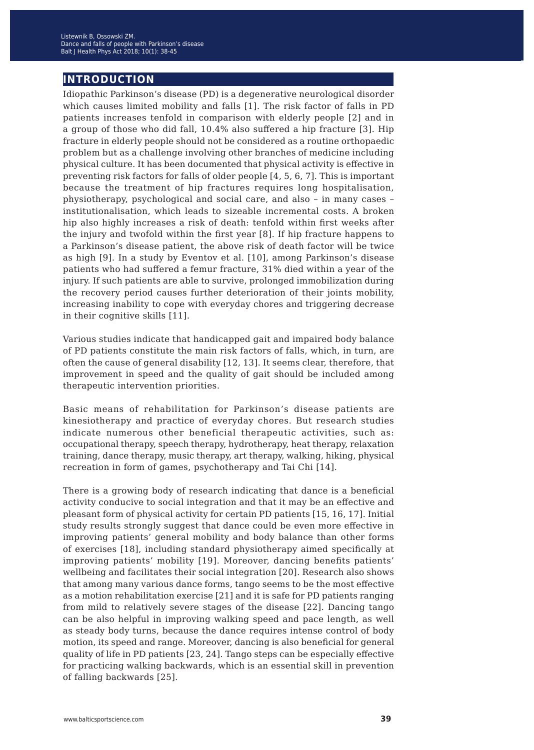## INTRODUCTION

Idiopathic Parkinson's disease (PD) is a degenerative neurological disorder which causes limited mobility and falls [1]. The risk factor of falls in PD patients increases tenfold in comparison with elderly people [2] and in a group of those who did fall, 10.4% also suffered a hip fracture [3]. Hip fracture in elderly people should not be considered as a routine orthopaedic problem but as a challenge involving other branches of medicine including physical culture. It has been documented that physical activity is effective in preventing risk factors for falls of older people [4, 5, 6, 7]. This is important because the treatment of hip fractures requires long hospitalisation, physiotherapy, psychological and social care, and also – in many cases – institutionalisation, which leads to sizeable incremental costs. A broken hip also highly increases a risk of death: tenfold within first weeks after the injury and twofold within the first year [8]. If hip fracture happens to a Parkinson's disease patient, the above risk of death factor will be twice as high [9]. In a study by Eventov et al. [10], among Parkinson's disease patients who had suffered a femur fracture, 31% died within a year of the injury. If such patients are able to survive, prolonged immobilization during the recovery period causes further deterioration of their joints mobility, increasing inability to cope with everyday chores and triggering decrease in their cognitive skills [11].

Various studies indicate that handicapped gait and impaired body balance of PD patients constitute the main risk factors of falls, which, in turn, are often the cause of general disability [12, 13]. It seems clear, therefore, that improvement in speed and the quality of gait should be included among therapeutic intervention priorities.

Basic means of rehabilitation for Parkinson's disease patients are kinesiotherapy and practice of everyday chores. But research studies indicate numerous other beneficial therapeutic activities, such as: occupational therapy, speech therapy, hydrotherapy, heat therapy, relaxation training, dance therapy, music therapy, art therapy, walking, hiking, physical recreation in form of games, psychotherapy and Tai Chi [14].

There is a growing body of research indicating that dance is a beneficial activity conducive to social integration and that it may be an effective and pleasant form of physical activity for certain PD patients [15, 16, 17]. Initial study results strongly suggest that dance could be even more effective in improving patients' general mobility and body balance than other forms of exercises [18], including standard physiotherapy aimed specifically at improving patients' mobility [19]. Moreover, dancing benefits patients' wellbeing and facilitates their social integration [20]. Research also shows that among many various dance forms, tango seems to be the most effective as a motion rehabilitation exercise [21] and it is safe for PD patients ranging from mild to relatively severe stages of the disease [22]. Dancing tango can be also helpful in improving walking speed and pace length, as well as steady body turns, because the dance requires intense control of body motion, its speed and range. Moreover, dancing is also beneficial for general quality of life in PD patients [23, 24]. Tango steps can be especially effective for practicing walking backwards, which is an essential skill in prevention of falling backwards [25].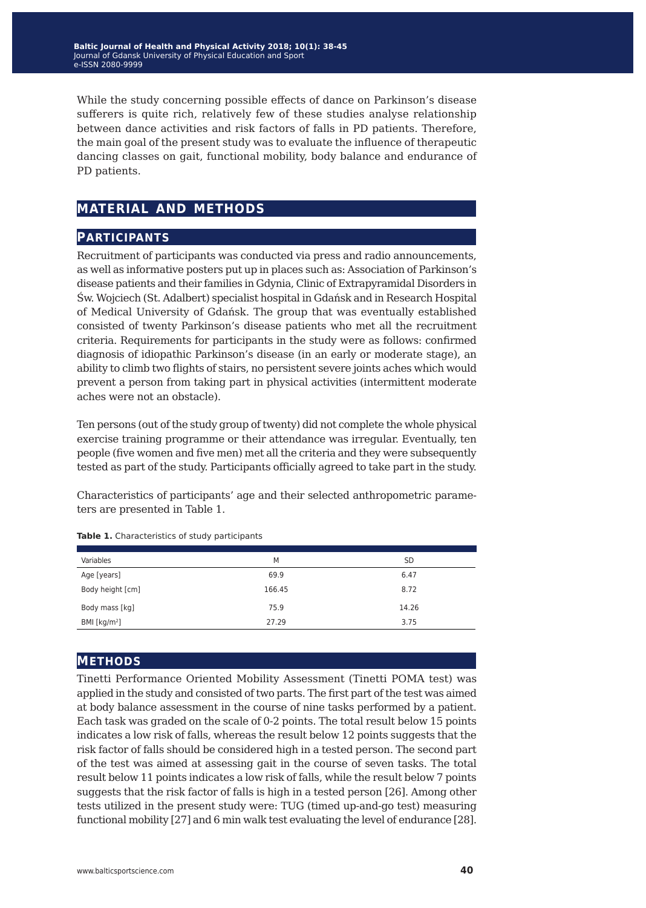While the study concerning possible effects of dance on Parkinson's disease sufferers is quite rich, relatively few of these studies analyse relationship between dance activities and risk factors of falls in PD patients. Therefore, the main goal of the present study was to evaluate the influence of therapeutic dancing classes on gait, functional mobility, body balance and endurance of PD patients.

## MATERIAL AND METHODS

### PARTICIPANTS

Recruitment of participants was conducted via press and radio announcements, as well as informative posters put up in places such as: Association of Parkinson's disease patients and their families in Gdynia, Clinic of Extrapyramidal Disorders in Św. Wojciech (St. Adalbert) specialist hospital in Gdańsk and in Research Hospital of Medical University of Gdańsk. The group that was eventually established consisted of twenty Parkinson's disease patients who met all the recruitment criteria. Requirements for participants in the study were as follows: confirmed diagnosis of idiopathic Parkinson's disease (in an early or moderate stage), an ability to climb two flights of stairs, no persistent severe joints aches which would prevent a person from taking part in physical activities (intermittent moderate aches were not an obstacle).

Ten persons (out of the study group of twenty) did not complete the whole physical exercise training programme or their attendance was irregular. Eventually, ten people (five women and five men) met all the criteria and they were subsequently tested as part of the study. Participants officially agreed to take part in the study.

Characteristics of participants' age and their selected anthropometric parameters are presented in Table 1.

**Table 1.** Characteristics of study participants

| Variables | M | SD |
|---|---|---|
| Age [years] | 69.9 | 6.47 |
| Body height [cm] | 166.45 | 8.72 |
| Body mass [kg] | 75.9 | 14.26 |
| BMI [kg/m$^2$] | 27.29 | 3.75 |

### METHODS

Tinetti Performance Oriented Mobility Assessment (Tinetti POMA test) was applied in the study and consisted of two parts. The first part of the test was aimed at body balance assessment in the course of nine tasks performed by a patient. Each task was graded on the scale of 0-2 points. The total result below 15 points indicates a low risk of falls, whereas the result below 12 points suggests that the risk factor of falls should be considered high in a tested person. The second part of the test was aimed at assessing gait in the course of seven tasks. The total result below 11 points indicates a low risk of falls, while the result below 7 points suggests that the risk factor of falls is high in a tested person [26]. Among other tests utilized in the present study were: TUG (timed up-and-go test) measuring functional mobility [27] and 6 min walk test evaluating the level of endurance [28].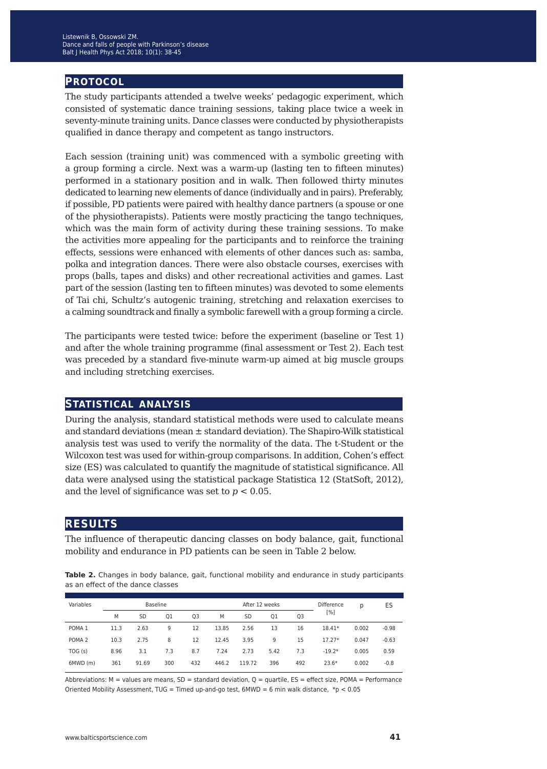## PROTOCOL

The study participants attended a twelve weeks' pedagogic experiment, which consisted of systematic dance training sessions, taking place twice a week in seventy-minute training units. Dance classes were conducted by physiotherapists qualified in dance therapy and competent as tango instructors.

Each session (training unit) was commenced with a symbolic greeting with a group forming a circle. Next was a warm-up (lasting ten to fifteen minutes) performed in a stationary position and in walk. Then followed thirty minutes dedicated to learning new elements of dance (individually and in pairs). Preferably, if possible, PD patients were paired with healthy dance partners (a spouse or one of the physiotherapists). Patients were mostly practicing the tango techniques, which was the main form of activity during these training sessions. To make the activities more appealing for the participants and to reinforce the training effects, sessions were enhanced with elements of other dances such as: samba, polka and integration dances. There were also obstacle courses, exercises with props (balls, tapes and disks) and other recreational activities and games. Last part of the session (lasting ten to fifteen minutes) was devoted to some elements of Tai chi, Schultz's autogenic training, stretching and relaxation exercises to a calming soundtrack and finally a symbolic farewell with a group forming a circle.

The participants were tested twice: before the experiment (baseline or Test 1) and after the whole training programme (final assessment or Test 2). Each test was preceded by a standard five-minute warm-up aimed at big muscle groups and including stretching exercises.

## STATISTICAL ANALYSIS

During the analysis, standard statistical methods were used to calculate means and standard deviations (mean ± standard deviation). The Shapiro-Wilk statistical analysis test was used to verify the normality of the data. The t-Student or the Wilcoxon test was used for within-group comparisons. In addition, Cohen's effect size (ES) was calculated to quantify the magnitude of statistical significance. All data were analysed using the statistical package Statistica 12 (StatSoft, 2012), and the level of significance was set to $p < 0.05$.

## RESULTS

The influence of therapeutic dancing classes on body balance, gait, functional mobility and endurance in PD patients can be seen in Table 2 below.

**Table 2.** Changes in body balance, gait, functional mobility and endurance in study participants as an effect of the dance classes

| Variables | Baseline | | | | After 12 weeks | | | | Difference [%] | p | ES |
|---|---|---|---|---|---|---|---|---|---|---|---|
| | M | SD | Q1 | Q3 | M | SD | Q1 | Q3 | | | |
| POMA 1 | 11.3 | 2.63 | 9 | 12 | 13.85 | 2.56 | 13 | 16 | 18.41* | 0.002 | -0.98 |
| POMA 2 | 10.3 | 2.75 | 8 | 12 | 12.45 | 3.95 | 9 | 15 | 17.27* | 0.047 | -0.63 |
| TOG (s) | 8.96 | 3.1 | 7.3 | 8.7 | 7.24 | 2.73 | 5.42 | 7.3 | -19.2* | 0.005 | 0.59 |
| 6MWD (m) | 361 | 91.69 | 300 | 432 | 446.2 | 119.72 | 396 | 492 | 23.6* | 0.002 | -0.8 |

Abbreviations: M = values are means, SD = standard deviation, Q = quartile, ES = effect size, POMA = Performance Oriented Mobility Assessment, TUG = Timed up-and-go test, 6MWD = 6 min walk distance, *p < 0.05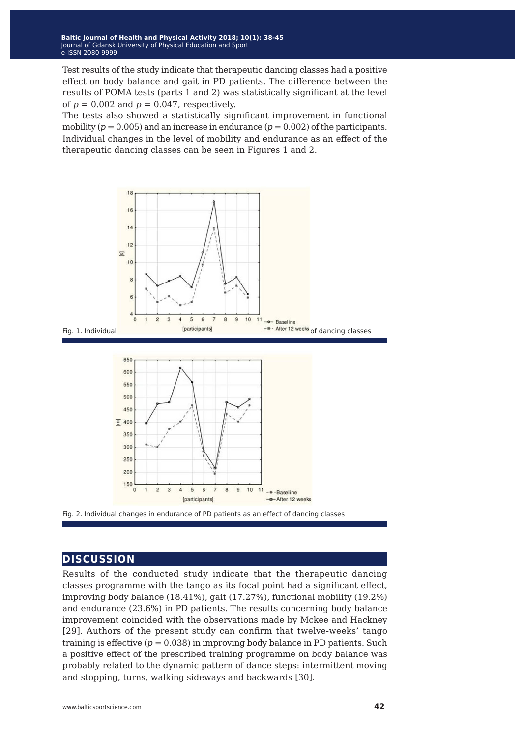Test results of the study indicate that therapeutic dancing classes had a positive effect on body balance and gait in PD patients. The difference between the results of POMA tests (parts 1 and 2) was statistically significant at the level of $p = 0.002$ and $p = 0.047$, respectively.

The tests also showed a statistically significant improvement in functional mobility ($p = 0.005$) and an increase in endurance ($p = 0.002$) of the participants. Individual changes in the level of mobility and endurance as an effect of the therapeutic dancing classes can be seen in Figures 1 and 2.

Fig. 1. Individual changes in functional mobility of PD patients as an effect of dancing classes

Fig. 2. Individual changes in endurance of PD patients as an effect of dancing classes

## DISCUSSION

Results of the conducted study indicate that the therapeutic dancing classes programme with the tango as its focal point had a significant effect, improving body balance (18.41%), gait (17.27%), functional mobility (19.2%) and endurance (23.6%) in PD patients. The results concerning body balance improvement coincided with the observations made by Mckee and Hackney [29]. Authors of the present study can confirm that twelve-weeks' tango training is effective ($p = 0.038$) in improving body balance in PD patients. Such a positive effect of the prescribed training programme on body balance was probably related to the dynamic pattern of dance steps: intermittent moving and stopping, turns, walking sideways and backwards [30].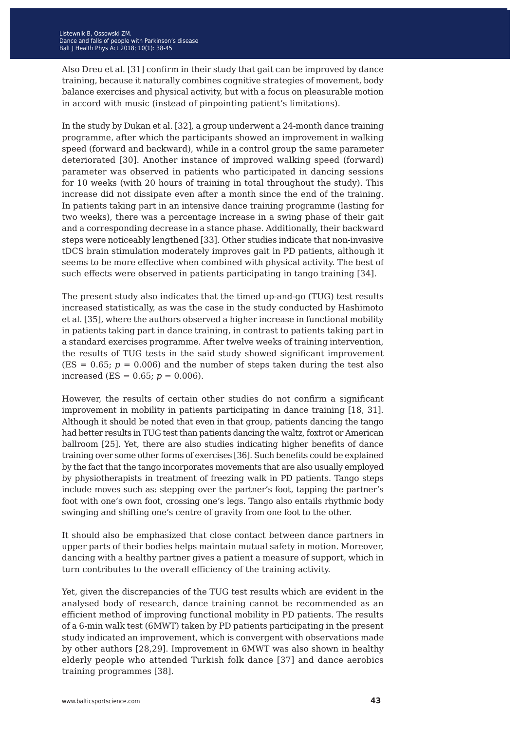Also Dreu et al. [31] confirm in their study that gait can be improved by dance training, because it naturally combines cognitive strategies of movement, body balance exercises and physical activity, but with a focus on pleasurable motion in accord with music (instead of pinpointing patient's limitations).

In the study by Dukan et al. [32], a group underwent a 24-month dance training programme, after which the participants showed an improvement in walking speed (forward and backward), while in a control group the same parameter deteriorated [30]. Another instance of improved walking speed (forward) parameter was observed in patients who participated in dancing sessions for 10 weeks (with 20 hours of training in total throughout the study). This increase did not dissipate even after a month since the end of the training. In patients taking part in an intensive dance training programme (lasting for two weeks), there was a percentage increase in a swing phase of their gait and a corresponding decrease in a stance phase. Additionally, their backward steps were noticeably lengthened [33]. Other studies indicate that non-invasive tDCS brain stimulation moderately improves gait in PD patients, although it seems to be more effective when combined with physical activity. The best of such effects were observed in patients participating in tango training [34].

The present study also indicates that the timed up-and-go (TUG) test results increased statistically, as was the case in the study conducted by Hashimoto et al. [35], where the authors observed a higher increase in functional mobility in patients taking part in dance training, in contrast to patients taking part in a standard exercises programme. After twelve weeks of training intervention, the results of TUG tests in the said study showed significant improvement (ES = 0.65; $p$ = 0.006) and the number of steps taken during the test also increased (ES = 0.65; $p$ = 0.006).

However, the results of certain other studies do not confirm a significant improvement in mobility in patients participating in dance training [18, 31]. Although it should be noted that even in that group, patients dancing the tango had better results in TUG test than patients dancing the waltz, foxtrot or American ballroom [25]. Yet, there are also studies indicating higher benefits of dance training over some other forms of exercises [36]. Such benefits could be explained by the fact that the tango incorporates movements that are also usually employed by physiotherapists in treatment of freezing walk in PD patients. Tango steps include moves such as: stepping over the partner's foot, tapping the partner's foot with one's own foot, crossing one's legs. Tango also entails rhythmic body swinging and shifting one's centre of gravity from one foot to the other.

It should also be emphasized that close contact between dance partners in upper parts of their bodies helps maintain mutual safety in motion. Moreover, dancing with a healthy partner gives a patient a measure of support, which in turn contributes to the overall efficiency of the training activity.

Yet, given the discrepancies of the TUG test results which are evident in the analysed body of research, dance training cannot be recommended as an efficient method of improving functional mobility in PD patients. The results of a 6-min walk test (6MWT) taken by PD patients participating in the present study indicated an improvement, which is convergent with observations made by other authors [28,29]. Improvement in 6MWT was also shown in healthy elderly people who attended Turkish folk dance [37] and dance aerobics training programmes [38].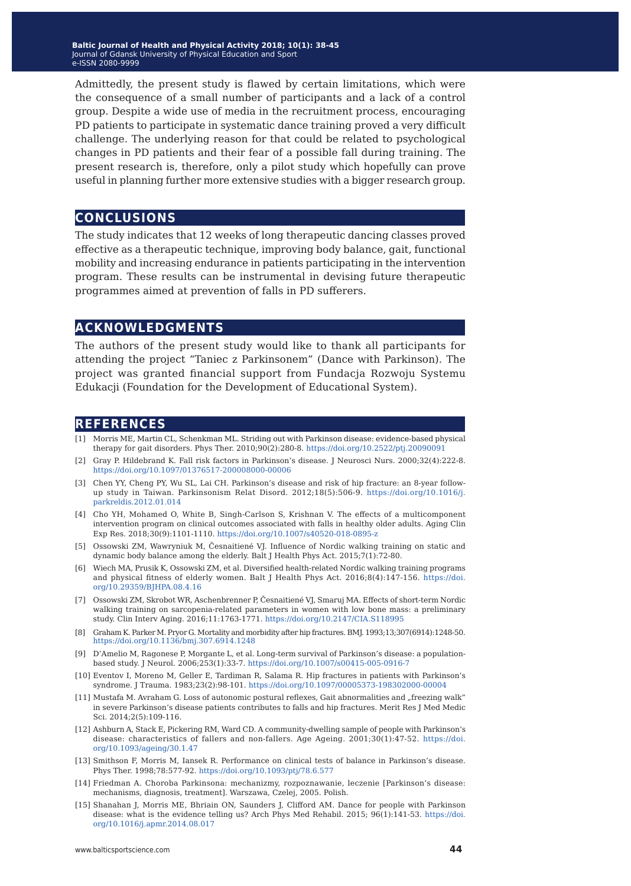Admittedly, the present study is flawed by certain limitations, which were the consequence of a small number of participants and a lack of a control group. Despite a wide use of media in the recruitment process, encouraging PD patients to participate in systematic dance training proved a very difficult challenge. The underlying reason for that could be related to psychological changes in PD patients and their fear of a possible fall during training. The present research is, therefore, only a pilot study which hopefully can prove useful in planning further more extensive studies with a bigger research group.

## CONCLUSIONS

The study indicates that 12 weeks of long therapeutic dancing classes proved effective as a therapeutic technique, improving body balance, gait, functional mobility and increasing endurance in patients participating in the intervention program. These results can be instrumental in devising future therapeutic programmes aimed at prevention of falls in PD sufferers.

## ACKNOWLEDGMENTS

The authors of the present study would like to thank all participants for attending the project "Taniec z Parkinsonem" (Dance with Parkinson). The project was granted financial support from Fundacja Rozwoju Systemu Edukacji (Foundation for the Development of Educational System).

## REFERENCES

[1] Morris ME, Martin CL, Schenkman ML. Striding out with Parkinson disease: evidence-based physical therapy for gait disorders. Phys Ther. 2010;90(2):280-8. https://doi.org/10.2522/ptj.20090091

[2] Gray P. Hildebrand K. Fall risk factors in Parkinson's disease. J Neurosci Nurs. 2000;32(4):222-8. https://doi.org/10.1097/01376517-200008000-00006

[3] Chen YY, Cheng PY, Wu SL, Lai CH. Parkinson's disease and risk of hip fracture: an 8-year follow-up study in Taiwan. Parkinsonism Relat Disord. 2012;18(5):506-9. https://doi.org/10.1016/j.parkreldis.2012.01.014

[4] Cho YH, Mohamed O, White B, Singh-Carlson S, Krishnan V. The effects of a multicomponent intervention program on clinical outcomes associated with falls in healthy older adults. Aging Clin Exp Res. 2018;30(9):1101-1110. https://doi.org/10.1007/s40520-018-0895-z

[5] Ossowski ZM, Wawryniuk M, Česnaitienė VJ. Influence of Nordic walking training on static and dynamic body balance among the elderly. Balt J Health Phys Act. 2015;7(1):72-80.

[6] Wiech MA, Prusik K, Ossowski ZM, et al. Diversified health-related Nordic walking training programs and physical fitness of elderly women. Balt J Health Phys Act. 2016;8(4):147-156. https://doi.org/10.29359/BJHPA.08.4.16

[7] Ossowski ZM, Skrobot WR, Aschenbrenner P, Česnaitienė VJ, Smaruj MA. Effects of short-term Nordic walking training on sarcopenia-related parameters in women with low bone mass: a preliminary study. Clin Interv Aging. 2016;11:1763-1771. https://doi.org/10.2147/CIA.S118995

[8] Graham K. Parker M. Pryor G. Mortality and morbidity after hip fractures. BMJ. 1993;13;307(6914):1248-50. https://doi.org/10.1136/bmj.307.6914.1248

[9] D'Amelio M, Ragonese P, Morgante L, et al. Long-term survival of Parkinson's disease: a population-based study. J Neurol. 2006;253(1):33-7. https://doi.org/10.1007/s00415-005-0916-7

[10] Eventov I, Moreno M, Geller E, Tardiman R, Salama R. Hip fractures in patients with Parkinson's syndrome. J Trauma. 1983;23(2):98-101. https://doi.org/10.1097/00005373-198302000-00004

[11] Mustafa M. Avraham G. Loss of autonomic postural reflexes, Gait abnormalities and „freezing walk" in severe Parkinson's disease patients contributes to falls and hip fractures. Merit Res J Med Medic Sci. 2014;2(5):109-116.

[12] Ashburn A, Stack E, Pickering RM, Ward CD. A community-dwelling sample of people with Parkinson's disease: characteristics of fallers and non-fallers. Age Ageing. 2001;30(1):47-52. https://doi.org/10.1093/ageing/30.1.47

[13] Smithson F, Morris M, Iansek R. Performance on clinical tests of balance in Parkinson's disease. Phys Ther. 1998;78:577-92. https://doi.org/10.1093/ptj/78.6.577

[14] Friedman A. Choroba Parkinsona: mechanizmy, rozpoznawanie, leczenie [Parkinson's disease: mechanisms, diagnosis, treatment]. Warszawa, Czelej, 2005. Polish.

[15] Shanahan J, Morris ME, Bhriain ON, Saunders J, Clifford AM. Dance for people with Parkinson disease: what is the evidence telling us? Arch Phys Med Rehabil. 2015; 96(1):141-53. https://doi.org/10.1016/j.apmr.2014.08.017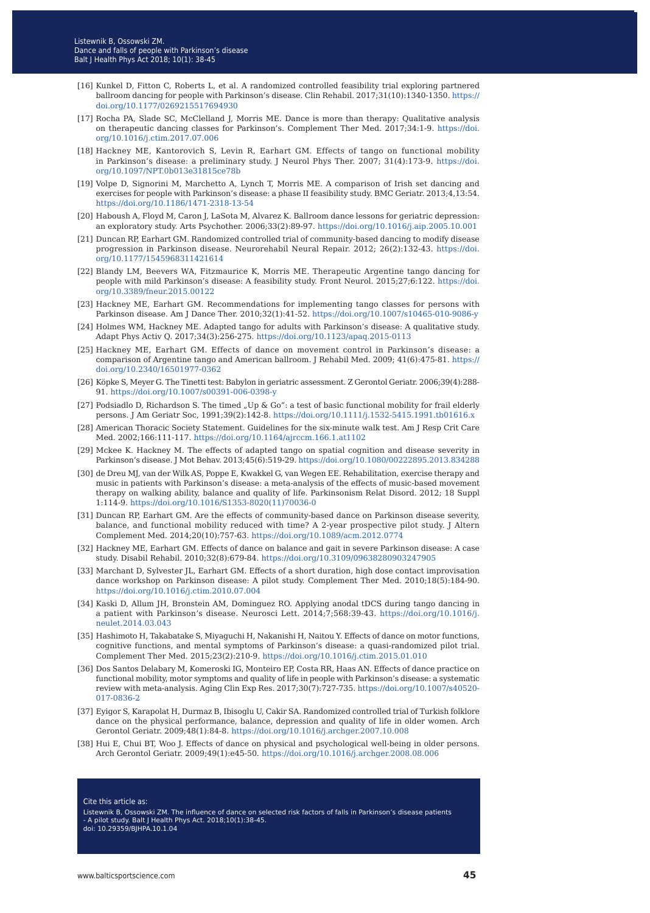[16] Kunkel D, Fitton C, Roberts L, et al. A randomized controlled feasibility trial exploring partnered ballroom dancing for people with Parkinson's disease. Clin Rehabil. 2017;31(10):1340-1350. https://doi.org/10.1177/0269215517694930

[17] Rocha PA, Slade SC, McClelland J, Morris ME. Dance is more than therapy: Qualitative analysis on therapeutic dancing classes for Parkinson's. Complement Ther Med. 2017;34:1-9. https://doi.org/10.1016/j.ctim.2017.07.006

[18] Hackney ME, Kantorovich S, Levin R, Earhart GM. Effects of tango on functional mobility in Parkinson's disease: a preliminary study. J Neurol Phys Ther. 2007; 31(4):173-9. https://doi.org/10.1097/NPT.0b013e31815ce78b

[19] Volpe D, Signorini M, Marchetto A, Lynch T, Morris ME. A comparison of Irish set dancing and exercises for people with Parkinson's disease: a phase II feasibility study. BMC Geriatr. 2013;4,13:54. https://doi.org/10.1186/1471-2318-13-54

[20] Haboush A, Floyd M, Caron J, LaSota M, Alvarez K. Ballroom dance lessons for geriatric depression: an exploratory study. Arts Psychother. 2006;33(2):89-97. https://doi.org/10.1016/j.aip.2005.10.001

[21] Duncan RP, Earhart GM. Randomized controlled trial of community-based dancing to modify disease progression in Parkinson disease. Neurorehabil Neural Repair. 2012; 26(2):132-43. https://doi.org/10.1177/1545968311421614

[22] Blandy LM, Beevers WA, Fitzmaurice K, Morris ME. Therapeutic Argentine tango dancing for people with mild Parkinson's disease: A feasibility study. Front Neurol. 2015;27;6:122. https://doi.org/10.3389/fneur.2015.00122

[23] Hackney ME, Earhart GM. Recommendations for implementing tango classes for persons with Parkinson disease. Am J Dance Ther. 2010;32(1):41-52. https://doi.org/10.1007/s10465-010-9086-y

[24] Holmes WM, Hackney ME. Adapted tango for adults with Parkinson's disease: A qualitative study. Adapt Phys Activ Q. 2017;34(3):256-275. https://doi.org/10.1123/apaq.2015-0113

[25] Hackney ME, Earhart GM. Effects of dance on movement control in Parkinson's disease: a comparison of Argentine tango and American ballroom. J Rehabil Med. 2009; 41(6):475-81. https://doi.org/10.2340/16501977-0362

[26] Köpke S, Meyer G. The Tinetti test: Babylon in geriatric assessment. Z Gerontol Geriatr. 2006;39(4):288-91. https://doi.org/10.1007/s00391-006-0398-y

[27] Podsiadlo D, Richardson S. The timed „Up & Go": a test of basic functional mobility for frail elderly persons. J Am Geriatr Soc, 1991;39(2):142-8. https://doi.org/10.1111/j.1532-5415.1991.tb01616.x

[28] American Thoracic Society Statement. Guidelines for the six-minute walk test. Am J Resp Crit Care Med. 2002;166:111-117. https://doi.org/10.1164/ajrccm.166.1.at1102

[29] Mckee K. Hackney M. The effects of adapted tango on spatial cognition and disease severity in Parkinson's disease. J Mot Behav. 2013;45(6):519-29. https://doi.org/10.1080/00222895.2013.834288

[30] de Dreu MJ, van der Wilk AS, Poppe E, Kwakkel G, van Wegen EE. Rehabilitation, exercise therapy and music in patients with Parkinson's disease: a meta-analysis of the effects of music-based movement therapy on walking ability, balance and quality of life. Parkinsonism Relat Disord. 2012; 18 Suppl 1:114-9. https://doi.org/10.1016/S1353-8020(11)70036-0

[31] Duncan RP, Earhart GM. Are the effects of community-based dance on Parkinson disease severity, balance, and functional mobility reduced with time? A 2-year prospective pilot study. J Altern Complement Med. 2014;20(10):757-63. https://doi.org/10.1089/acm.2012.0774

[32] Hackney ME, Earhart GM. Effects of dance on balance and gait in severe Parkinson disease: A case study. Disabil Rehabil. 2010;32(8):679-84. https://doi.org/10.3109/09638280903247905

[33] Marchant D, Sylvester JL, Earhart GM. Effects of a short duration, high dose contact improvisation dance workshop on Parkinson disease: A pilot study. Complement Ther Med. 2010;18(5):184-90. https://doi.org/10.1016/j.ctim.2010.07.004

[34] Kaski D, Allum JH, Bronstein AM, Dominguez RO. Applying anodal tDCS during tango dancing in a patient with Parkinson's disease. Neurosci Lett. 2014;7;568:39-43. https://doi.org/10.1016/j.neulet.2014.03.043

[35] Hashimoto H, Takabatake S, Miyaguchi H, Nakanishi H, Naitou Y. Effects of dance on motor functions, cognitive functions, and mental symptoms of Parkinson's disease: a quasi-randomized pilot trial. Complement Ther Med. 2015;23(2):210-9. https://doi.org/10.1016/j.ctim.2015.01.010

[36] Dos Santos Delabary M, Komeroski IG, Monteiro EP, Costa RR, Haas AN. Effects of dance practice on functional mobility, motor symptoms and quality of life in people with Parkinson's disease: a systematic review with meta-analysis. Aging Clin Exp Res. 2017;30(7):727-735. https://doi.org/10.1007/s40520-017-0836-2

[37] Eyigor S, Karapolat H, Durmaz B, Ibisoglu U, Cakir SA. Randomized controlled trial of Turkish folklore dance on the physical performance, balance, depression and quality of life in older women. Arch Gerontol Geriatr. 2009;48(1):84-8. https://doi.org/10.1016/j.archger.2007.10.008

[38] Hui E, Chui BT, Woo J. Effects of dance on physical and psychological well-being in older persons. Arch Gerontol Geriatr. 2009;49(1):e45-50. https://doi.org/10.1016/j.archger.2008.08.006

Cite this article as:

Listewnik B, Ossowski ZM. The influence of dance on selected risk factors of falls in Parkinson's disease patients - A pilot study. Balt J Health Phys Act. 2018;10(1):38-45.
doi: 10.29359/BJHPA.10.1.04